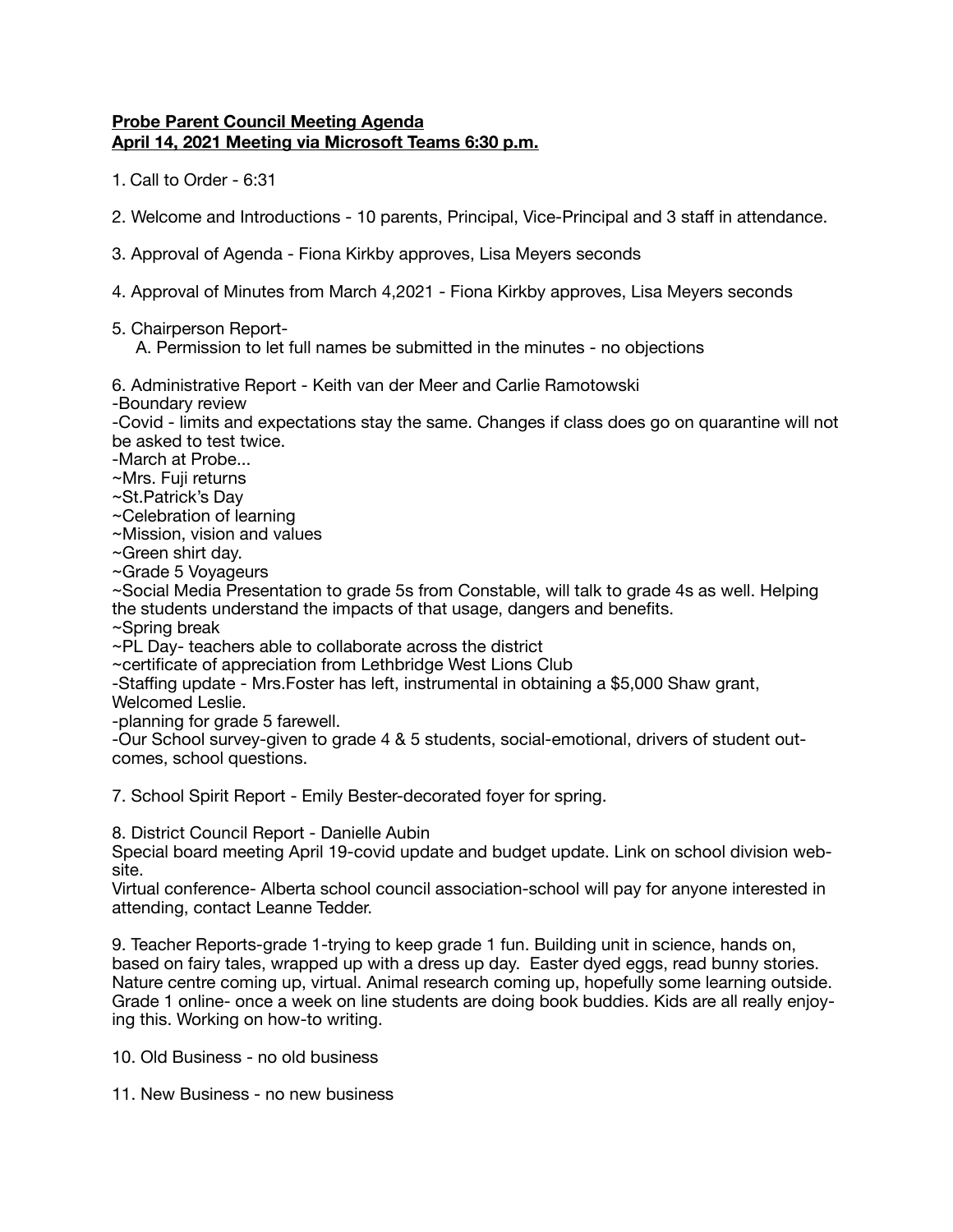**Probe Parent Council Meeting Agenda**
**April 14, 2021 Meeting via Microsoft Teams 6:30 p.m.**

1. Call to Order - 6:31

2. Welcome and Introductions - 10 parents, Principal, Vice-Principal and 3 staff in attendance.

3. Approval of Agenda - Fiona Kirkby approves, Lisa Meyers seconds

4. Approval of Minutes from March 4,2021 - Fiona Kirkby approves, Lisa Meyers seconds

5. Chairperson Report-
   A. Permission to let full names be submitted in the minutes - no objections

6. Administrative Report - Keith van der Meer and Carlie Ramotowski
-Boundary review
-Covid - limits and expectations stay the same. Changes if class does go on quarantine will not be asked to test twice.
-March at Probe...
~Mrs. Fuji returns
~St.Patrick's Day
~Celebration of learning
~Mission, vision and values
~Green shirt day.
~Grade 5 Voyageurs
~Social Media Presentation to grade 5s from Constable, will talk to grade 4s as well. Helping the students understand the impacts of that usage, dangers and benefits.
~Spring break
~PL Day- teachers able to collaborate across the district
~certificate of appreciation from Lethbridge West Lions Club
-Staffing update - Mrs.Foster has left, instrumental in obtaining a $5,000 Shaw grant, Welcomed Leslie.
-planning for grade 5 farewell.
-Our School survey-given to grade 4 & 5 students, social-emotional, drivers of student outcomes, school questions.

7. School Spirit Report - Emily Bester-decorated foyer for spring.

8. District Council Report - Danielle Aubin
Special board meeting April 19-covid update and budget update. Link on school division website.
Virtual conference- Alberta school council association-school will pay for anyone interested in attending, contact Leanne Tedder.

9. Teacher Reports-grade 1-trying to keep grade 1 fun. Building unit in science, hands on, based on fairy tales, wrapped up with a dress up day. Easter dyed eggs, read bunny stories. Nature centre coming up, virtual. Animal research coming up, hopefully some learning outside. Grade 1 online- once a week on line students are doing book buddies. Kids are all really enjoying this. Working on how-to writing.

10. Old Business - no old business

11. New Business - no new business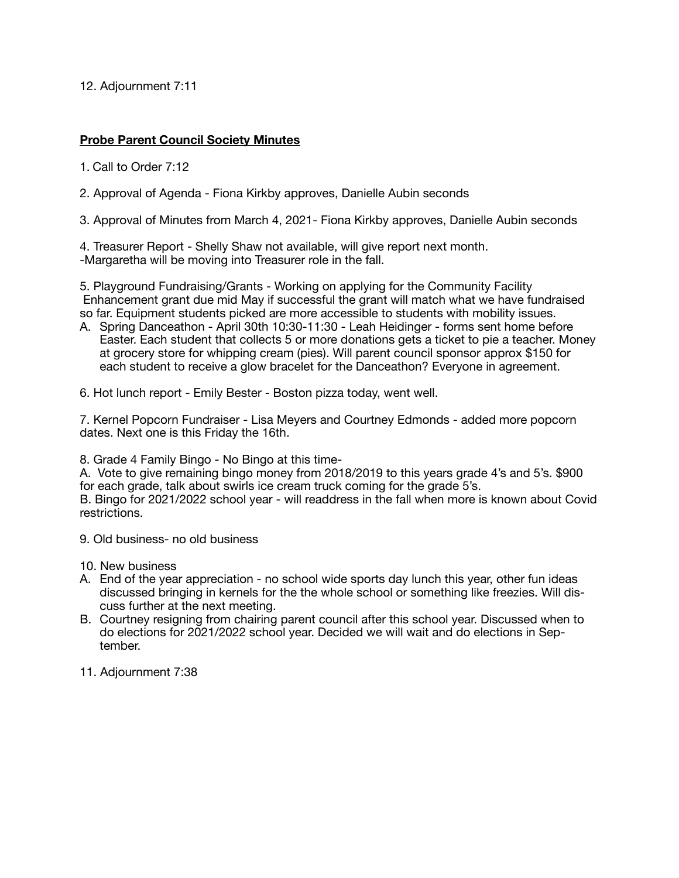12. Adjournment 7:11

**Probe Parent Council Society Minutes**

1. Call to Order 7:12

2. Approval of Agenda - Fiona Kirkby approves, Danielle Aubin seconds

3. Approval of Minutes from March 4, 2021- Fiona Kirkby approves, Danielle Aubin seconds

4. Treasurer Report - Shelly Shaw not available, will give report next month.
-Margaretha will be moving into Treasurer role in the fall.

5. Playground Fundraising/Grants - Working on applying for the Community Facility Enhancement grant due mid May if successful the grant will match what we have fundraised so far. Equipment students picked are more accessible to students with mobility issues.
   A. Spring Danceathon - April 30th 10:30-11:30 - Leah Heidinger - forms sent home before Easter. Each student that collects 5 or more donations gets a ticket to pie a teacher. Money at grocery store for whipping cream (pies). Will parent council sponsor approx $150 for each student to receive a glow bracelet for the Danceathon? Everyone in agreement.

6. Hot lunch report - Emily Bester - Boston pizza today, went well.

7. Kernel Popcorn Fundraiser - Lisa Meyers and Courtney Edmonds - added more popcorn dates. Next one is this Friday the 16th.

8. Grade 4 Family Bingo - No Bingo at this time-
A. Vote to give remaining bingo money from 2018/2019 to this years grade 4's and 5's. $900 for each grade, talk about swirls ice cream truck coming for the grade 5's.
B. Bingo for 2021/2022 school year - will readdress in the fall when more is known about Covid restrictions.

9. Old business- no old business

10. New business
   A. End of the year appreciation - no school wide sports day lunch this year, other fun ideas discussed bringing in kernels for the the whole school or something like freezies. Will discuss further at the next meeting.
   B. Courtney resigning from chairing parent council after this school year. Discussed when to do elections for 2021/2022 school year. Decided we will wait and do elections in September.

11. Adjournment 7:38